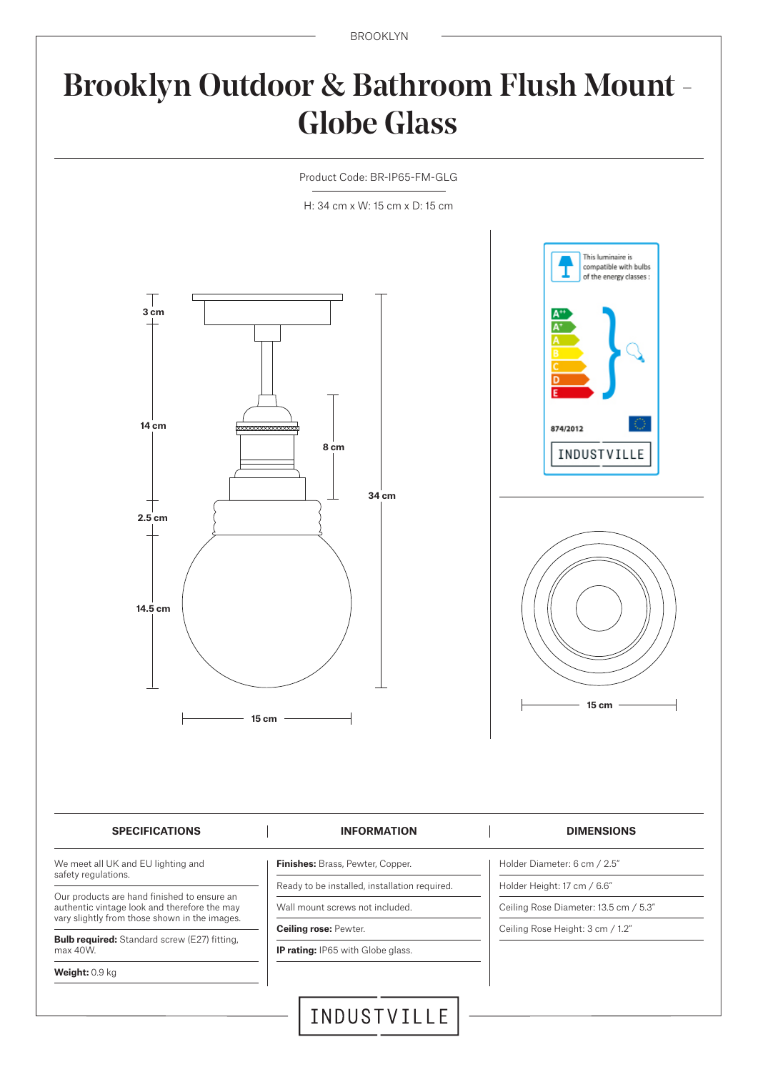# Brooklyn Outdoor & Bathroom Flush Mount - Globe Glass

Product Code: BR-IP65-FM-GLG

H: 34 cm x W: 15 cm x D: 15 cm

| SPECIFICATIONS | INFORMATION | DIMENSIONS |
|---|---|---|
| We meet all UK and EU lighting and safety regulations. | **Finishes:** Brass, Pewter, Copper. | Holder Diameter: 6 cm / 2.5" |
| Our products are hand finished to ensure an authentic vintage look and therefore the may vary slightly from those shown in the images. | Ready to be installed, installation required. | Holder Height: 17 cm / 6.6" |
| **Bulb required:** Standard screw (E27) fitting, max 40W. | Wall mount screws not included. | Ceiling Rose Diameter: 13.5 cm / 5.3" |
| **Weight:** 0.9 kg | **Ceiling rose:** Pewter. | Ceiling Rose Height: 3 cm / 1.2" |
| | **IP rating:** IP65 with Globe glass. | |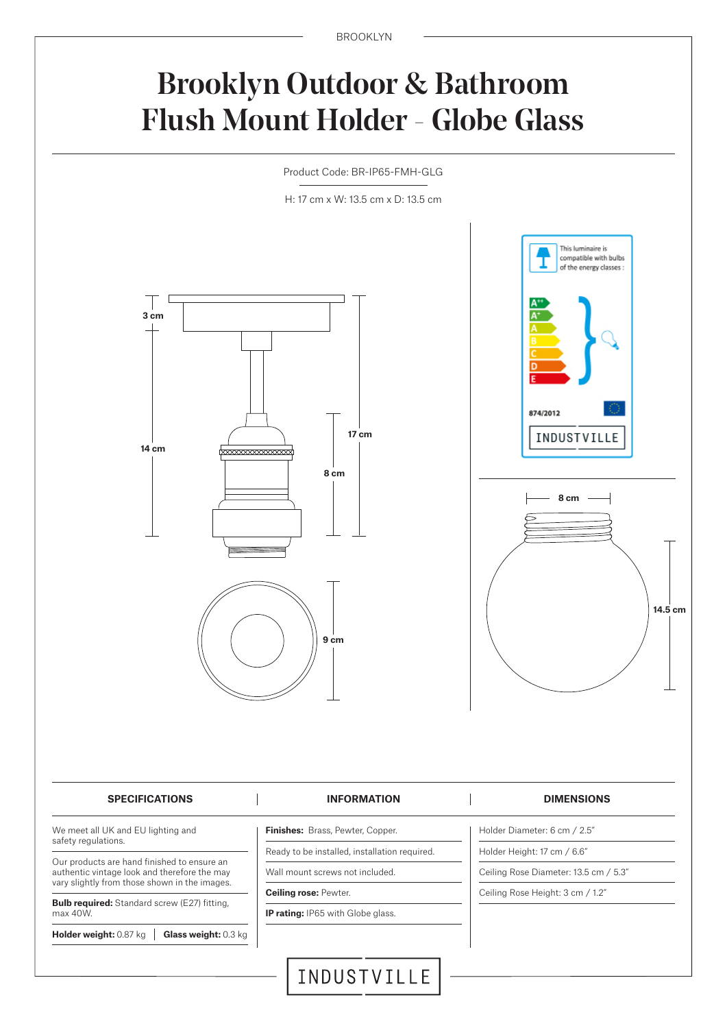# Brooklyn Outdoor & Bathroom Flush Mount Holder - Globe Glass

Product Code: BR-IP65-FMH-GLG

H: 17 cm x W: 13.5 cm x D: 13.5 cm

3 cm

14 cm

17 cm

8 cm

9 cm

This luminaire is compatible with bulbs of the energy classes :

A++
A+
A
B
C
D
E

874/2012

INDUSTVILLE

8 cm

14.5 cm

| SPECIFICATIONS | INFORMATION | DIMENSIONS |
|---|---|---|
| We meet all UK and EU lighting and safety regulations. | **Finishes:** Brass, Pewter, Copper. | Holder Diameter: 6 cm / 2.5" |
| Our products are hand finished to ensure an authentic vintage look and therefore the may vary slightly from those shown in the images. | Ready to be installed, installation required. | Holder Height: 17 cm / 6.6" |
| **Bulb required:** Standard screw (E27) fitting, max 40W. | Wall mount screws not included. | Ceiling Rose Diameter: 13.5 cm / 5.3" |
| **Holder weight:** 0.87 kg \| **Glass weight:** 0.3 kg | **Ceiling rose:** Pewter. | Ceiling Rose Height: 3 cm / 1.2" |
| | **IP rating:** IP65 with Globe glass. | |

INDUSTVILLE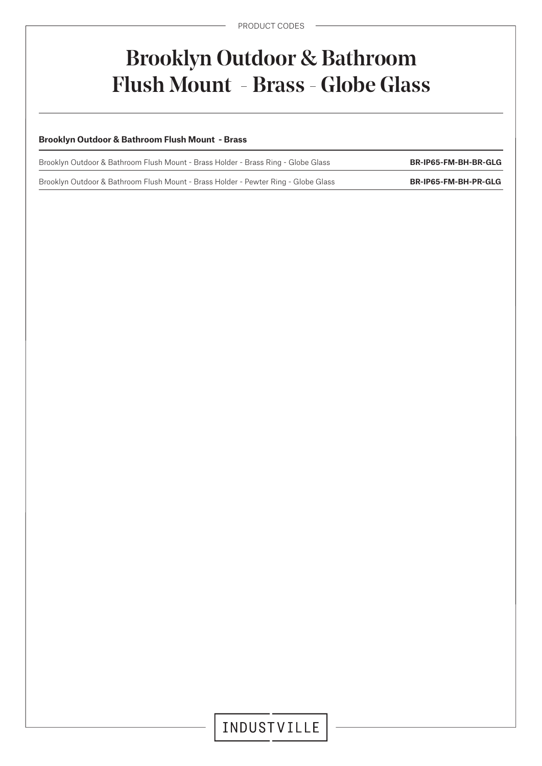# Brooklyn Outdoor & Bathroom Flush Mount - Brass - Globe Glass

**Brooklyn Outdoor & Bathroom Flush Mount - Brass**

| | |
|---|---|
| Brooklyn Outdoor & Bathroom Flush Mount - Brass Holder - Brass Ring - Globe Glass | **BR-IP65-FM-BH-BR-GLG** |
| Brooklyn Outdoor & Bathroom Flush Mount - Brass Holder - Pewter Ring - Globe Glass | **BR-IP65-FM-BH-PR-GLG** |